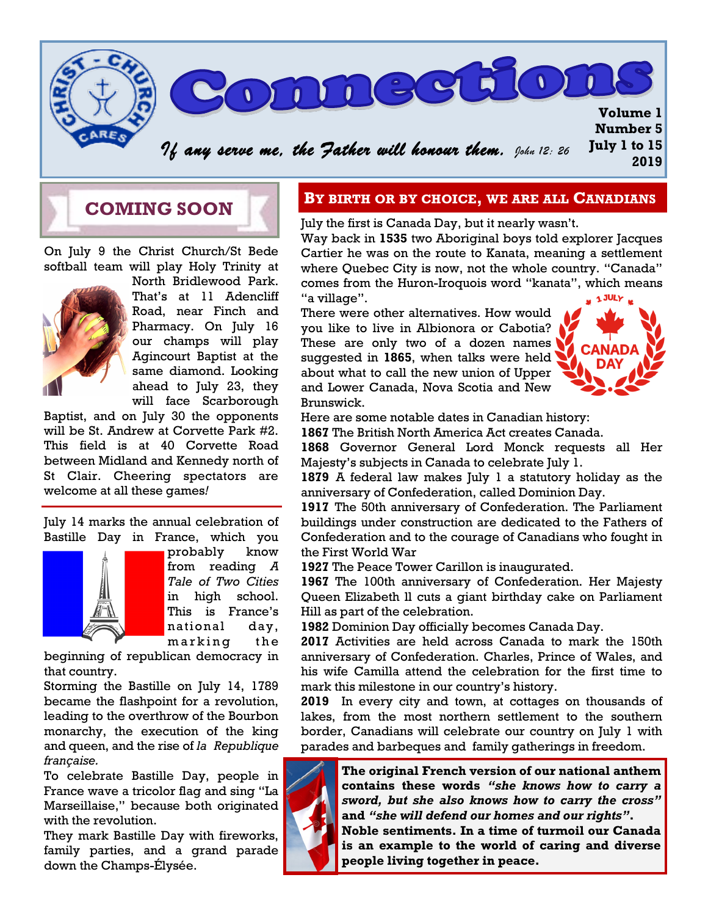# Connections

Volume 1
Number 5
July 1 to 15
2019

*If any serve me, the Father will honour them.* John 12: 26

## COMING SOON

On July 9 the Christ Church/St Bede softball team will play Holy Trinity at North Bridlewood Park. That's at 11 Adencliff Road, near Finch and Pharmacy. On July 16 our champs will play Agincourt Baptist at the same diamond. Looking ahead to July 23, they will face Scarborough Baptist, and on July 30 the opponents will be St. Andrew at Corvette Park #2. This field is at 40 Corvette Road between Midland and Kennedy north of St Clair. Cheering spectators are welcome at all these games*!*

July 14 marks the annual celebration of Bastille Day in France, which you probably know from reading *A Tale of Two Cities* in high school. This is France's national day, marking the beginning of republican democracy in that country.

Storming the Bastille on July 14, 1789 became the flashpoint for a revolution, leading to the overthrow of the Bourbon monarchy, the execution of the king and queen, and the rise of *la Republique française.*

To celebrate Bastille Day, people in France wave a tricolor flag and sing "La Marseillaise," because both originated with the revolution.

They mark Bastille Day with fireworks, family parties, and a grand parade down the Champs-Élysée.

## BY BIRTH OR BY CHOICE, WE ARE ALL CANADIANS

July the first is Canada Day, but it nearly wasn't.

Way back in **1535** two Aboriginal boys told explorer Jacques Cartier he was on the route to Kanata, meaning a settlement where Quebec City is now, not the whole country. "Canada" comes from the Huron-Iroquois word "kanata", which means "a village".

There were other alternatives. How would you like to live in Albionora or Cabotia? These are only two of a dozen names suggested in **1865**, when talks were held about what to call the new union of Upper and Lower Canada, Nova Scotia and New Brunswick.

Here are some notable dates in Canadian history:

**1867** The British North America Act creates Canada.

**1868** Governor General Lord Monck requests all Her Majesty's subjects in Canada to celebrate July 1.

**1879** A federal law makes July 1 a statutory holiday as the anniversary of Confederation, called Dominion Day.

**1917** The 50th anniversary of Confederation. The Parliament buildings under construction are dedicated to the Fathers of Confederation and to the courage of Canadians who fought in the First World War

**1927** The Peace Tower Carillon is inaugurated.

**1967** The 100th anniversary of Confederation. Her Majesty Queen Elizabeth ll cuts a giant birthday cake on Parliament Hill as part of the celebration.

**1982** Dominion Day officially becomes Canada Day.

**2017** Activities are held across Canada to mark the 150th anniversary of Confederation. Charles, Prince of Wales, and his wife Camilla attend the celebration for the first time to mark this milestone in our country's history.

**2019** In every city and town, at cottages on thousands of lakes, from the most northern settlement to the southern border, Canadians will celebrate our country on July 1 with parades and barbeques and family gatherings in freedom.

**The original French version of our national anthem contains these words *"she knows how to carry a sword, but she also knows how to carry the cross"* and *"she will defend our homes and our rights"*. Noble sentiments. In a time of turmoil our Canada is an example to the world of caring and diverse people living together in peace.**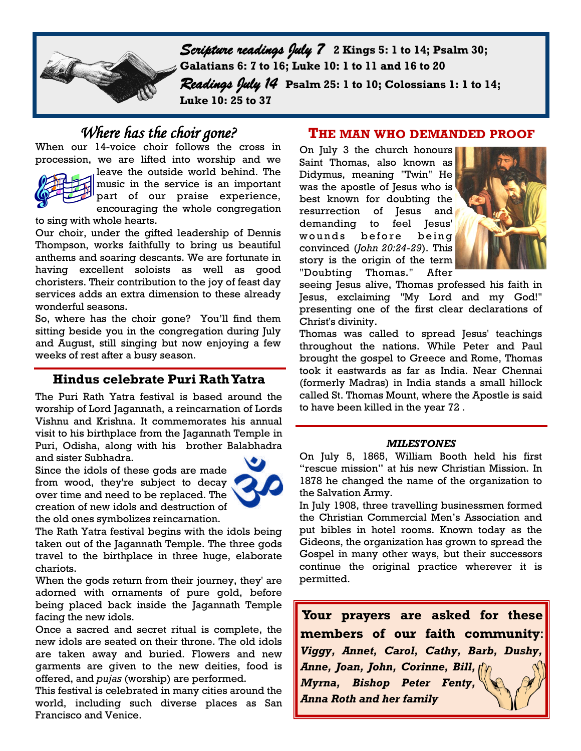***Scripture readings July 7*** **2 Kings 5: 1 to 14; Psalm 30; Galatians 6: 7 to 16; Luke 10: 1 to 11 and 16 to 20**

***Readings July 14*** **Psalm 25: 1 to 10; Colossians 1: 1 to 14; Luke 10: 25 to 37**

## *Where has the choir gone?*

When our 14-voice choir follows the cross in procession, we are lifted into worship and we leave the outside world behind. The music in the service is an important part of our praise experience, encouraging the whole congregation to sing with whole hearts.

Our choir, under the gifted leadership of Dennis Thompson, works faithfully to bring us beautiful anthems and soaring descants. We are fortunate in having excellent soloists as well as good choristers. Their contribution to the joy of feast day services adds an extra dimension to these already wonderful seasons.

So, where has the choir gone? You'll find them sitting beside you in the congregation during July and August, still singing but now enjoying a few weeks of rest after a busy season.

## Hindus celebrate Puri Rath Yatra

The Puri Rath Yatra festival is based around the worship of Lord Jagannath, a reincarnation of Lords Vishnu and Krishna. It commemorates his annual visit to his birthplace from the Jagannath Temple in Puri, Odisha, along with his brother Balabhadra and sister Subhadra.

Since the idols of these gods are made from wood, they're subject to decay over time and need to be replaced. The creation of new idols and destruction of the old ones symbolizes reincarnation.

The Rath Yatra festival begins with the idols being taken out of the Jagannath Temple. The three gods travel to the birthplace in three huge, elaborate chariots.

When the gods return from their journey, they' are adorned with ornaments of pure gold, before being placed back inside the Jagannath Temple facing the new idols.

Once a sacred and secret ritual is complete, the new idols are seated on their throne. The old idols are taken away and buried. Flowers and new garments are given to the new deities, food is offered, and *pujas* (worship) are performed.

This festival is celebrated in many cities around the world, including such diverse places as San Francisco and Venice.

## THE MAN WHO DEMANDED PROOF

On July 3 the church honours Saint Thomas, also known as Didymus, meaning "Twin" He was the apostle of Jesus who is best known for doubting the resurrection of Jesus and demanding to feel Jesus' wounds before being convinced (*John 20:24-29*). This story is the origin of the term "Doubting Thomas." After seeing Jesus alive, Thomas professed his faith in Jesus, exclaiming "My Lord and my God!" presenting one of the first clear declarations of Christ's divinity.

Thomas was called to spread Jesus' teachings throughout the nations. While Peter and Paul brought the gospel to Greece and Rome, Thomas took it eastwards as far as India. Near Chennai (formerly Madras) in India stands a small hillock called St. Thomas Mount, where the Apostle is said to have been killed in the year 72 .

### *MILESTONES*

On July 5, 1865, William Booth held his first "rescue mission" at his new Christian Mission. In 1878 he changed the name of the organization to the Salvation Army.

In July 1908, three travelling businessmen formed the Christian Commercial Men's Association and put bibles in hotel rooms. Known today as the Gideons, the organization has grown to spread the Gospel in many other ways, but their successors continue the original practice wherever it is permitted.

**Your prayers are asked for these members of our faith community**: ***Viggy, Annet, Carol, Cathy, Barb, Dushy, Anne, Joan, John, Corinne, Bill, Myrna, Bishop Peter Fenty, Anna Roth and her family***